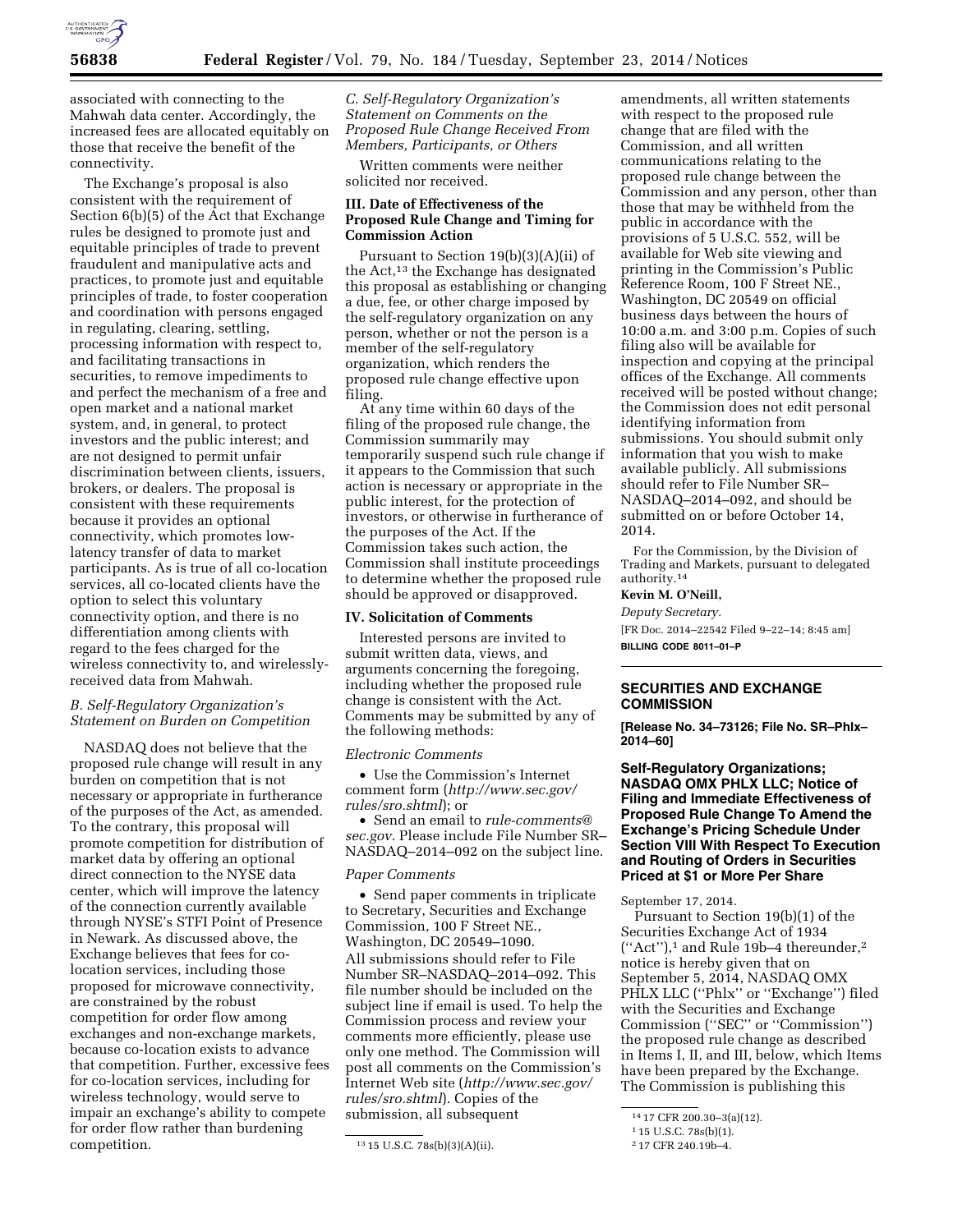associated with connecting to the Mahwah data center. Accordingly, the increased fees are allocated equitably on those that receive the benefit of the connectivity.

The Exchange's proposal is also consistent with the requirement of Section 6(b)(5) of the Act that Exchange rules be designed to promote just and equitable principles of trade to prevent fraudulent and manipulative acts and practices, to promote just and equitable principles of trade, to foster cooperation and coordination with persons engaged in regulating, clearing, settling, processing information with respect to, and facilitating transactions in securities, to remove impediments to and perfect the mechanism of a free and open market and a national market system, and, in general, to protect investors and the public interest; and are not designed to permit unfair discrimination between clients, issuers, brokers, or dealers. The proposal is consistent with these requirements because it provides an optional connectivity, which promotes low-latency transfer of data to market participants. As is true of all co-location services, all co-located clients have the option to select this voluntary connectivity option, and there is no differentiation among clients with regard to the fees charged for the wireless connectivity to, and wirelessly-received data from Mahwah.

*B. Self-Regulatory Organization's Statement on Burden on Competition*

NASDAQ does not believe that the proposed rule change will result in any burden on competition that is not necessary or appropriate in furtherance of the purposes of the Act, as amended. To the contrary, this proposal will promote competition for distribution of market data by offering an optional direct connection to the NYSE data center, which will improve the latency of the connection currently available through NYSE's STFI Point of Presence in Newark. As discussed above, the Exchange believes that fees for co-location services, including those proposed for microwave connectivity, are constrained by the robust competition for order flow among exchanges and non-exchange markets, because co-location exists to advance that competition. Further, excessive fees for co-location services, including for wireless technology, would serve to impair an exchange's ability to compete for order flow rather than burdening competition.

*C. Self-Regulatory Organization's Statement on Comments on the Proposed Rule Change Received From Members, Participants, or Others*

Written comments were neither solicited nor received.

**III. Date of Effectiveness of the Proposed Rule Change and Timing for Commission Action**

Pursuant to Section 19(b)(3)(A)(ii) of the Act,[13] the Exchange has designated this proposal as establishing or changing a due, fee, or other charge imposed by the self-regulatory organization on any person, whether or not the person is a member of the self-regulatory organization, which renders the proposed rule change effective upon filing.

At any time within 60 days of the filing of the proposed rule change, the Commission summarily may temporarily suspend such rule change if it appears to the Commission that such action is necessary or appropriate in the public interest, for the protection of investors, or otherwise in furtherance of the purposes of the Act. If the Commission takes such action, the Commission shall institute proceedings to determine whether the proposed rule should be approved or disapproved.

**IV. Solicitation of Comments**

Interested persons are invited to submit written data, views, and arguments concerning the foregoing, including whether the proposed rule change is consistent with the Act. Comments may be submitted by any of the following methods:

*Electronic Comments*

- Use the Commission's Internet comment form (*http://www.sec.gov/rules/sro.shtml*); or
- Send an email to *rule-comments@sec.gov*. Please include File Number SR–NASDAQ–2014–092 on the subject line.

*Paper Comments*

- Send paper comments in triplicate to Secretary, Securities and Exchange Commission, 100 F Street NE., Washington, DC 20549–1090.

All submissions should refer to File Number SR–NASDAQ–2014–092. This file number should be included on the subject line if email is used. To help the Commission process and review your comments more efficiently, please use only one method. The Commission will post all comments on the Commission's Internet Web site (*http://www.sec.gov/rules/sro.shtml*). Copies of the submission, all subsequent amendments, all written statements with respect to the proposed rule change that are filed with the Commission, and all written communications relating to the proposed rule change between the Commission and any person, other than those that may be withheld from the public in accordance with the provisions of 5 U.S.C. 552, will be available for Web site viewing and printing in the Commission's Public Reference Room, 100 F Street NE., Washington, DC 20549 on official business days between the hours of 10:00 a.m. and 3:00 p.m. Copies of such filing also will be available for inspection and copying at the principal offices of the Exchange. All comments received will be posted without change; the Commission does not edit personal identifying information from submissions. You should submit only information that you wish to make available publicly. All submissions should refer to File Number SR–NASDAQ–2014–092, and should be submitted on or before October 14, 2014.

For the Commission, by the Division of Trading and Markets, pursuant to delegated authority.[14]

**Kevin M. O'Neill,**

*Deputy Secretary.*

[FR Doc. 2014–22542 Filed 9–22–14; 8:45 am]

**BILLING CODE 8011–01–P**

---

**SECURITIES AND EXCHANGE COMMISSION**

**[Release No. 34–73126; File No. SR–Phlx–2014–60]**

**Self-Regulatory Organizations; NASDAQ OMX PHLX LLC; Notice of Filing and Immediate Effectiveness of Proposed Rule Change To Amend the Exchange's Pricing Schedule Under Section VIII With Respect To Execution and Routing of Orders in Securities Priced at $1 or More Per Share**

September 17, 2014.

Pursuant to Section 19(b)(1) of the Securities Exchange Act of 1934 ("Act"),[1] and Rule 19b–4 thereunder,[2] notice is hereby given that on September 5, 2014, NASDAQ OMX PHLX LLC ("Phlx" or "Exchange") filed with the Securities and Exchange Commission ("SEC" or "Commission") the proposed rule change as described in Items I, II, and III, below, which Items have been prepared by the Exchange. The Commission is publishing this

---

[13] 15 U.S.C. 78s(b)(3)(A)(ii).

[14] 17 CFR 200.30–3(a)(12).

[1] 15 U.S.C. 78s(b)(1).

[2] 17 CFR 240.19b–4.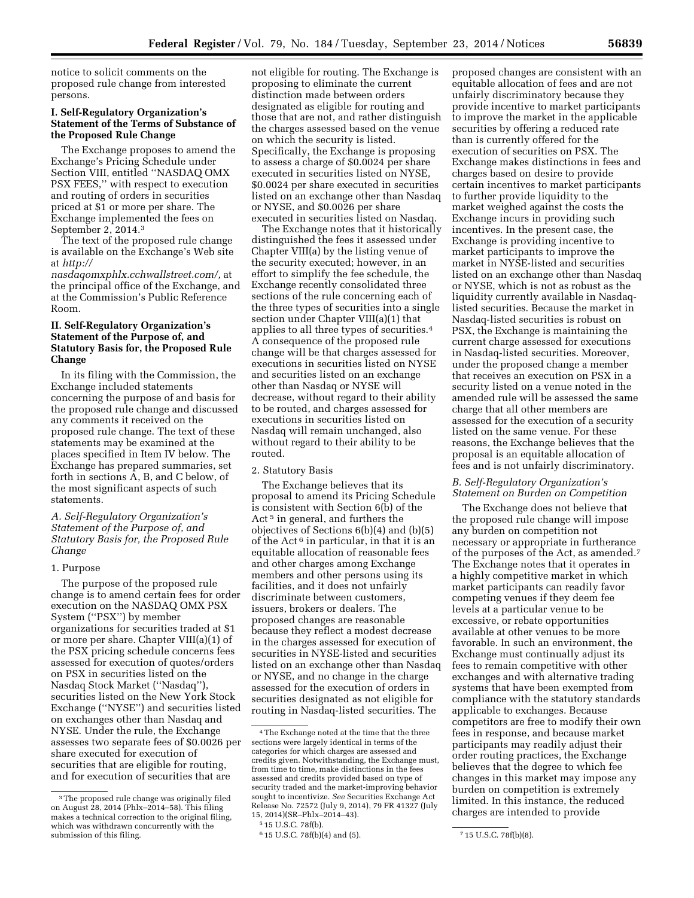notice to solicit comments on the proposed rule change from interested persons.

## I. Self-Regulatory Organization's Statement of the Terms of Substance of the Proposed Rule Change

The Exchange proposes to amend the Exchange's Pricing Schedule under Section VIII, entitled "NASDAQ OMX PSX FEES," with respect to execution and routing of orders in securities priced at $1 or more per share. The Exchange implemented the fees on September 2, 2014.[3]

The text of the proposed rule change is available on the Exchange's Web site at *http://nasdaqomxphlx.cchwallstreet.com/,* at the principal office of the Exchange, and at the Commission's Public Reference Room.

## II. Self-Regulatory Organization's Statement of the Purpose of, and Statutory Basis for, the Proposed Rule Change

In its filing with the Commission, the Exchange included statements concerning the purpose of and basis for the proposed rule change and discussed any comments it received on the proposed rule change. The text of these statements may be examined at the places specified in Item IV below. The Exchange has prepared summaries, set forth in sections A, B, and C below, of the most significant aspects of such statements.

### *A. Self-Regulatory Organization's Statement of the Purpose of, and Statutory Basis for, the Proposed Rule Change*

#### 1. Purpose

The purpose of the proposed rule change is to amend certain fees for order execution on the NASDAQ OMX PSX System ("PSX") by member organizations for securities traded at $1 or more per share. Chapter VIII(a)(1) of the PSX pricing schedule concerns fees assessed for execution of quotes/orders on PSX in securities listed on the Nasdaq Stock Market ("Nasdaq"), securities listed on the New York Stock Exchange ("NYSE") and securities listed on exchanges other than Nasdaq and NYSE. Under the rule, the Exchange assesses two separate fees of $0.0026 per share executed for execution of securities that are eligible for routing, and for execution of securities that are not eligible for routing. The Exchange is proposing to eliminate the current distinction made between orders designated as eligible for routing and those that are not, and rather distinguish the charges assessed based on the venue on which the security is listed. Specifically, the Exchange is proposing to assess a charge of $0.0024 per share executed in securities listed on NYSE, $0.0024 per share executed in securities listed on an exchange other than Nasdaq or NYSE, and $0.0026 per share executed in securities listed on Nasdaq.

The Exchange notes that it historically distinguished the fees it assessed under Chapter VIII(a) by the listing venue of the security executed; however, in an effort to simplify the fee schedule, the Exchange recently consolidated three sections of the rule concerning each of the three types of securities into a single section under Chapter VIII(a)(1) that applies to all three types of securities.[4] A consequence of the proposed rule change will be that charges assessed for executions in securities listed on NYSE and securities listed on an exchange other than Nasdaq or NYSE will decrease, without regard to their ability to be routed, and charges assessed for executions in securities listed on Nasdaq will remain unchanged, also without regard to their ability to be routed.

#### 2. Statutory Basis

The Exchange believes that its proposal to amend its Pricing Schedule is consistent with Section 6(b) of the Act[5] in general, and furthers the objectives of Sections 6(b)(4) and (b)(5) of the Act[6] in particular, in that it is an equitable allocation of reasonable fees and other charges among Exchange members and other persons using its facilities, and it does not unfairly discriminate between customers, issuers, brokers or dealers. The proposed changes are reasonable because they reflect a modest decrease in the charges assessed for execution of securities in NYSE-listed and securities listed on an exchange other than Nasdaq or NYSE, and no change in the charge assessed for the execution of orders in securities designated as not eligible for routing in Nasdaq-listed securities. The proposed changes are consistent with an equitable allocation of fees and are not unfairly discriminatory because they provide incentive to market participants to improve the market in the applicable securities by offering a reduced rate than is currently offered for the execution of securities on PSX. The Exchange makes distinctions in fees and charges based on desire to provide certain incentives to market participants to further provide liquidity to the market weighed against the costs the Exchange incurs in providing such incentives. In the present case, the Exchange is providing incentive to market participants to improve the market in NYSE-listed and securities listed on an exchange other than Nasdaq or NYSE, which is not as robust as the liquidity currently available in Nasdaq-listed securities. Because the market in Nasdaq-listed securities is robust on PSX, the Exchange is maintaining the current charge assessed for executions in Nasdaq-listed securities. Moreover, under the proposed change a member that receives an execution on PSX in a security listed on a venue noted in the amended rule will be assessed the same charge that all other members are assessed for the execution of a security listed on the same venue. For these reasons, the Exchange believes that the proposal is an equitable allocation of fees and is not unfairly discriminatory.

### *B. Self-Regulatory Organization's Statement on Burden on Competition*

The Exchange does not believe that the proposed rule change will impose any burden on competition not necessary or appropriate in furtherance of the purposes of the Act, as amended.[7] The Exchange notes that it operates in a highly competitive market in which market participants can readily favor competing venues if they deem fee levels at a particular venue to be excessive, or rebate opportunities available at other venues to be more favorable. In such an environment, the Exchange must continually adjust its fees to remain competitive with other exchanges and with alternative trading systems that have been exempted from compliance with the statutory standards applicable to exchanges. Because competitors are free to modify their own fees in response, and because market participants may readily adjust their order routing practices, the Exchange believes that the degree to which fee changes in this market may impose any burden on competition is extremely limited. In this instance, the reduced charges are intended to provide

---

[3] The proposed rule change was originally filed on August 28, 2014 (Phlx–2014–58). This filing makes a technical correction to the original filing, which was withdrawn concurrently with the submission of this filing.

[4] The Exchange noted at the time that the three sections were largely identical in terms of the categories for which charges are assessed and credits given. Notwithstanding, the Exchange must, from time to time, make distinctions in the fees assessed and credits provided based on type of security traded and the market-improving behavior sought to incentivize. *See* Securities Exchange Act Release No. 72572 (July 9, 2014), 79 FR 41327 (July 15, 2014)(SR–Phlx–2014–43).

[5] 15 U.S.C. 78f(b).

[6] 15 U.S.C. 78f(b)(4) and (5).

[7] 15 U.S.C. 78f(b)(8).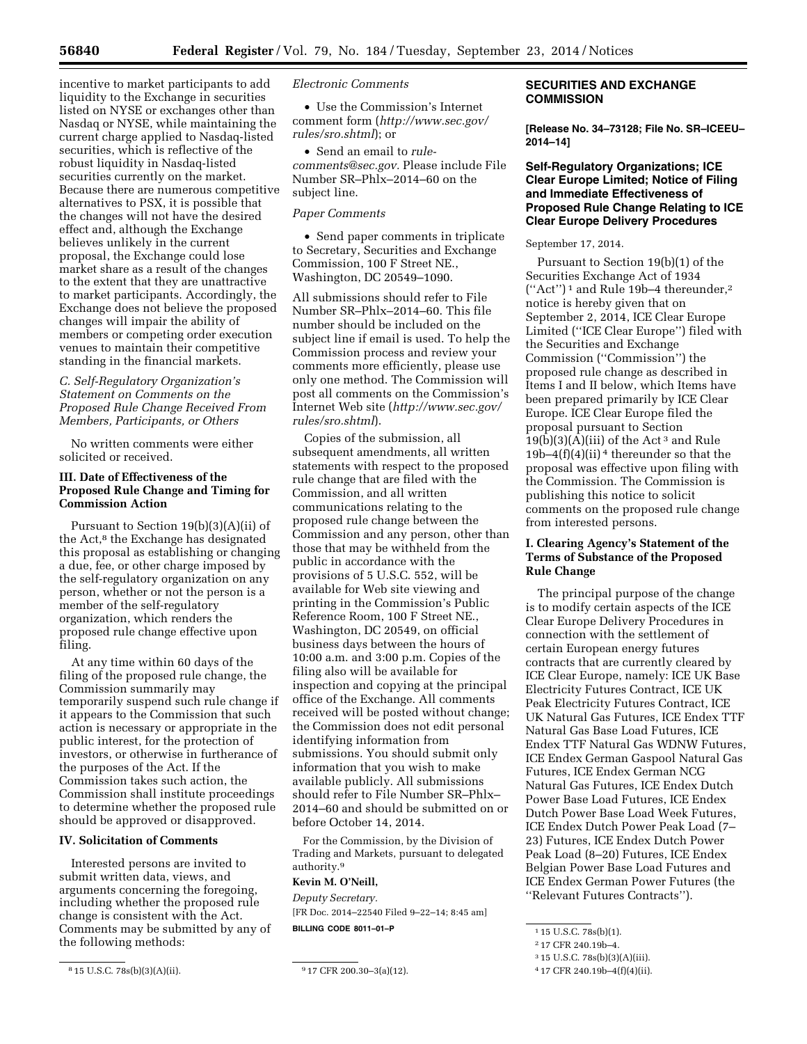incentive to market participants to add liquidity to the Exchange in securities listed on NYSE or exchanges other than Nasdaq or NYSE, while maintaining the current charge applied to Nasdaq-listed securities, which is reflective of the robust liquidity in Nasdaq-listed securities currently on the market. Because there are numerous competitive alternatives to PSX, it is possible that the changes will not have the desired effect and, although the Exchange believes unlikely in the current proposal, the Exchange could lose market share as a result of the changes to the extent that they are unattractive to market participants. Accordingly, the Exchange does not believe the proposed changes will impair the ability of members or competing order execution venues to maintain their competitive standing in the financial markets.

*C. Self-Regulatory Organization's Statement on Comments on the Proposed Rule Change Received From Members, Participants, or Others*

No written comments were either solicited or received.

### III. Date of Effectiveness of the Proposed Rule Change and Timing for Commission Action

Pursuant to Section 19(b)(3)(A)(ii) of the Act,[8] the Exchange has designated this proposal as establishing or changing a due, fee, or other charge imposed by the self-regulatory organization on any person, whether or not the person is a member of the self-regulatory organization, which renders the proposed rule change effective upon filing.

At any time within 60 days of the filing of the proposed rule change, the Commission summarily may temporarily suspend such rule change if it appears to the Commission that such action is necessary or appropriate in the public interest, for the protection of investors, or otherwise in furtherance of the purposes of the Act. If the Commission takes such action, the Commission shall institute proceedings to determine whether the proposed rule should be approved or disapproved.

### IV. Solicitation of Comments

Interested persons are invited to submit written data, views, and arguments concerning the foregoing, including whether the proposed rule change is consistent with the Act. Comments may be submitted by any of the following methods:

*Electronic Comments*

- Use the Commission's Internet comment form (*http://www.sec.gov/rules/sro.shtml*); or
- Send an email to *rule-comments@sec.gov*. Please include File Number SR–Phlx–2014–60 on the subject line.

*Paper Comments*

- Send paper comments in triplicate to Secretary, Securities and Exchange Commission, 100 F Street NE., Washington, DC 20549–1090.

All submissions should refer to File Number SR–Phlx–2014–60. This file number should be included on the subject line if email is used. To help the Commission process and review your comments more efficiently, please use only one method. The Commission will post all comments on the Commission's Internet Web site (*http://www.sec.gov/rules/sro.shtml*).

Copies of the submission, all subsequent amendments, all written statements with respect to the proposed rule change that are filed with the Commission, and all written communications relating to the proposed rule change between the Commission and any person, other than those that may be withheld from the public in accordance with the provisions of 5 U.S.C. 552, will be available for Web site viewing and printing in the Commission's Public Reference Room, 100 F Street NE., Washington, DC 20549, on official business days between the hours of 10:00 a.m. and 3:00 p.m. Copies of the filing also will be available for inspection and copying at the principal office of the Exchange. All comments received will be posted without change; the Commission does not edit personal identifying information from submissions. You should submit only information that you wish to make available publicly. All submissions should refer to File Number SR–Phlx–2014–60 and should be submitted on or before October 14, 2014.

For the Commission, by the Division of Trading and Markets, pursuant to delegated authority.[9]

**Kevin M. O'Neill,**

*Deputy Secretary.*

[FR Doc. 2014–22540 Filed 9–22–14; 8:45 am]

**BILLING CODE 8011–01–P**

[8] 15 U.S.C. 78s(b)(3)(A)(ii).

[9] 17 CFR 200.30–3(a)(12).

## SECURITIES AND EXCHANGE COMMISSION

**[Release No. 34–73128; File No. SR–ICEEU–2014–14]**

### Self-Regulatory Organizations; ICE Clear Europe Limited; Notice of Filing and Immediate Effectiveness of Proposed Rule Change Relating to ICE Clear Europe Delivery Procedures

September 17, 2014.

Pursuant to Section 19(b)(1) of the Securities Exchange Act of 1934 ("Act")[1] and Rule 19b–4 thereunder,[2] notice is hereby given that on September 2, 2014, ICE Clear Europe Limited ("ICE Clear Europe") filed with the Securities and Exchange Commission ("Commission") the proposed rule change as described in Items I and II below, which Items have been prepared primarily by ICE Clear Europe. ICE Clear Europe filed the proposal pursuant to Section 19(b)(3)(A)(iii) of the Act[3] and Rule 19b–4(f)(4)(ii)[4] thereunder so that the proposal was effective upon filing with the Commission. The Commission is publishing this notice to solicit comments on the proposed rule change from interested persons.

### I. Clearing Agency's Statement of the Terms of Substance of the Proposed Rule Change

The principal purpose of the change is to modify certain aspects of the ICE Clear Europe Delivery Procedures in connection with the settlement of certain European energy futures contracts that are currently cleared by ICE Clear Europe, namely: ICE UK Base Electricity Futures Contract, ICE UK Peak Electricity Futures Contract, ICE UK Natural Gas Futures, ICE Endex TTF Natural Gas Base Load Futures, ICE Endex TTF Natural Gas WDNW Futures, ICE Endex German Gaspool Natural Gas Futures, ICE Endex German NCG Natural Gas Futures, ICE Endex Dutch Power Base Load Futures, ICE Endex Dutch Power Base Load Week Futures, ICE Endex Dutch Power Peak Load (7–23) Futures, ICE Endex Dutch Power Peak Load (8–20) Futures, ICE Endex Belgian Power Base Load Futures and ICE Endex German Power Futures (the "Relevant Futures Contracts").

[1] 15 U.S.C. 78s(b)(1).

[2] 17 CFR 240.19b–4.

[3] 15 U.S.C. 78s(b)(3)(A)(iii).

[4] 17 CFR 240.19b–4(f)(4)(ii).